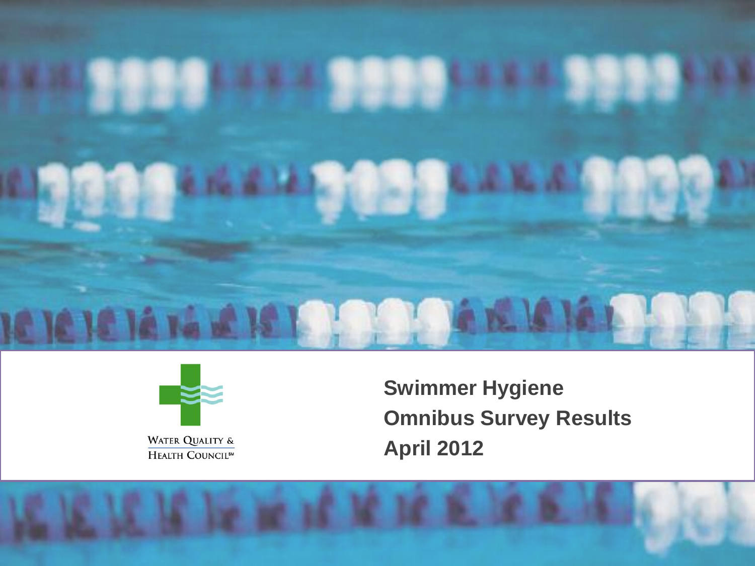WATER QUALITY & HEALTH COUNCIL℠

# Swimmer Hygiene Omnibus Survey Results April 2012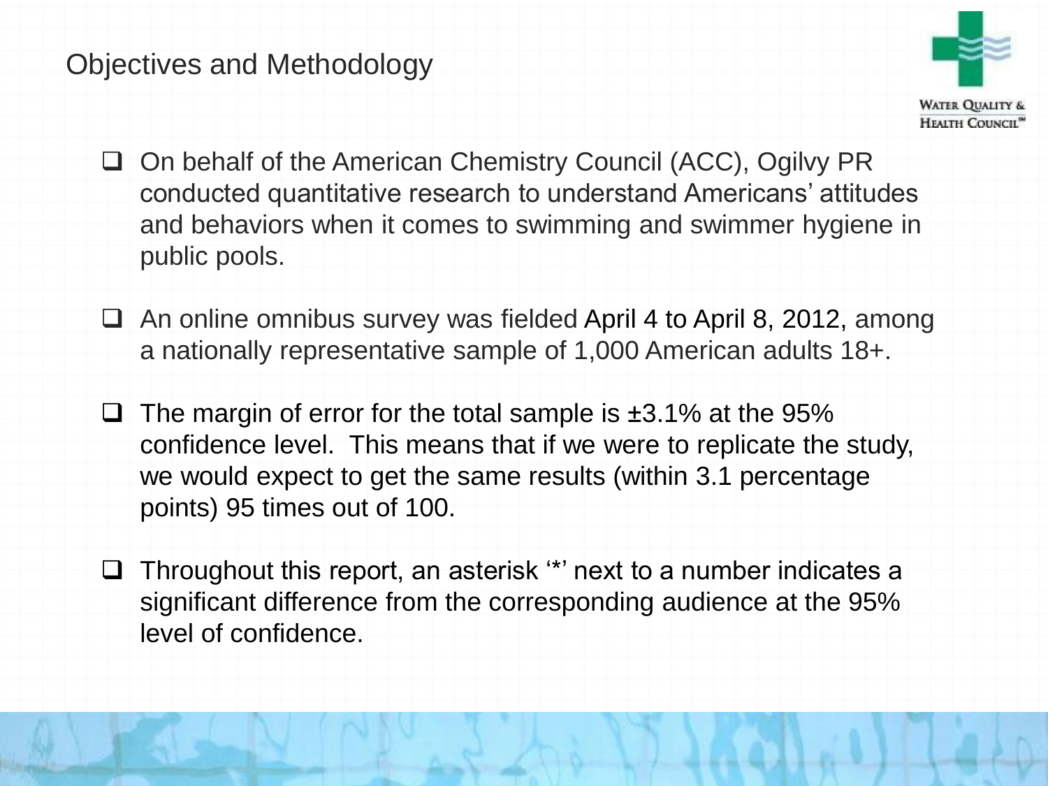# Objectives and Methodology

- On behalf of the American Chemistry Council (ACC), Ogilvy PR conducted quantitative research to understand Americans' attitudes and behaviors when it comes to swimming and swimmer hygiene in public pools.

- An online omnibus survey was fielded April 4 to April 8, 2012, among a nationally representative sample of 1,000 American adults 18+.

- The margin of error for the total sample is ±3.1% at the 95% confidence level. This means that if we were to replicate the study, we would expect to get the same results (within 3.1 percentage points) 95 times out of 100.

- Throughout this report, an asterisk '*' next to a number indicates a significant difference from the corresponding audience at the 95% level of confidence.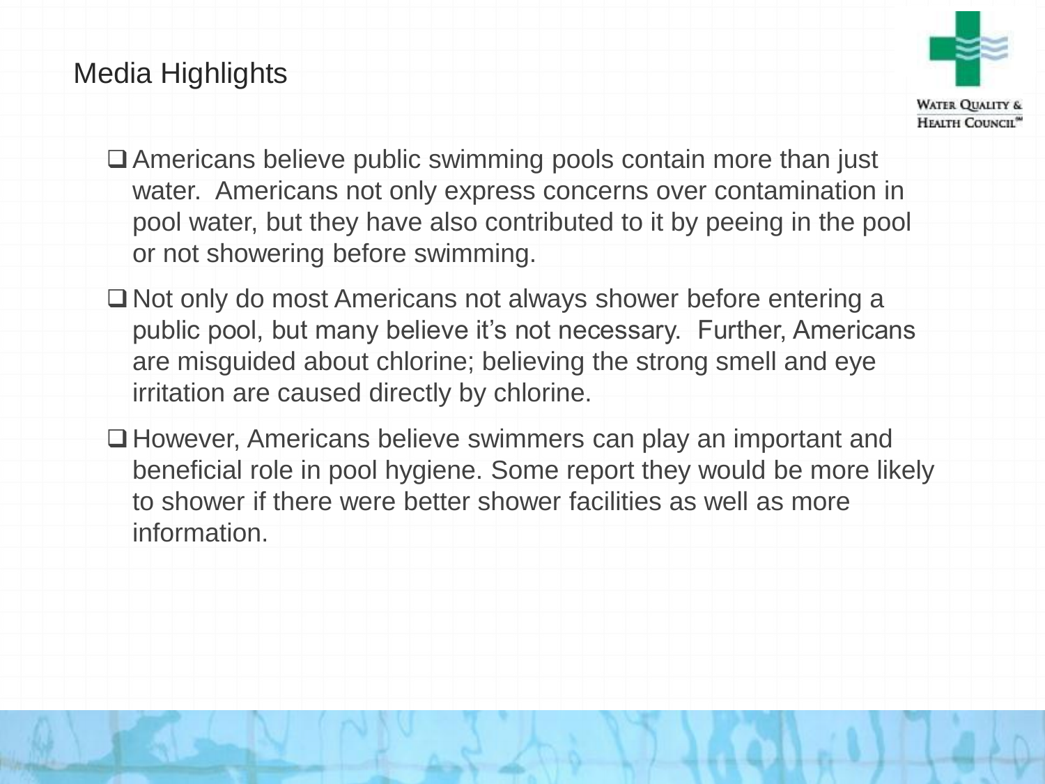## Media Highlights

- Americans believe public swimming pools contain more than just water. Americans not only express concerns over contamination in pool water, but they have also contributed to it by peeing in the pool or not showering before swimming.
- Not only do most Americans not always shower before entering a public pool, but many believe it's not necessary. Further, Americans are misguided about chlorine; believing the strong smell and eye irritation are caused directly by chlorine.
- However, Americans believe swimmers can play an important and beneficial role in pool hygiene. Some report they would be more likely to shower if there were better shower facilities as well as more information.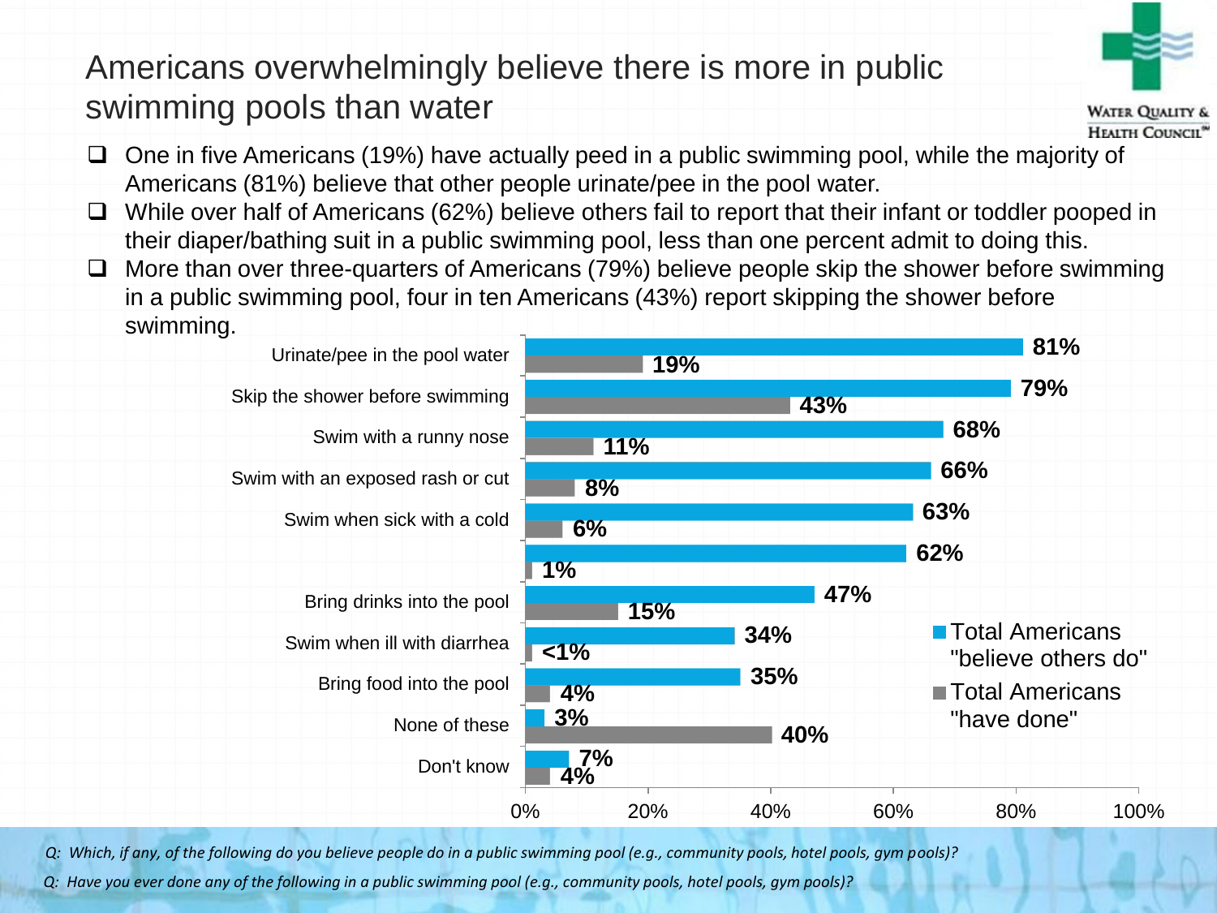# Americans overwhelmingly believe there is more in public swimming pools than water

- One in five Americans (19%) have actually peed in a public swimming pool, while the majority of Americans (81%) believe that other people urinate/pee in the pool water.
- While over half of Americans (62%) believe others fail to report that their infant or toddler pooped in their diaper/bathing suit in a public swimming pool, less than one percent admit to doing this.
- More than over three-quarters of Americans (79%) believe people skip the shower before swimming in a public swimming pool, four in ten Americans (43%) report skipping the shower before swimming.

| | Total Americans "believe others do" | Total Americans "have done" |
|---|---|---|
| Urinate/pee in the pool water | 81% | 19% |
| Skip the shower before swimming | 79% | 43% |
| Swim with a runny nose | 68% | 11% |
| Swim with an exposed rash or cut | 66% | 8% |
| Swim when sick with a cold | 63% | 6% |
| | 62% | 1% |
| Bring drinks into the pool | 47% | 15% |
| Swim when ill with diarrhea | 34% | <1% |
| Bring food into the pool | 35% | 4% |
| None of these | 3% | 40% |
| Don't know | 7% | 4% |

*Q: Which, if any, of the following do you believe people do in a public swimming pool (e.g., community pools, hotel pools, gym pools)?*

*Q: Have you ever done any of the following in a public swimming pool (e.g., community pools, hotel pools, gym pools)?*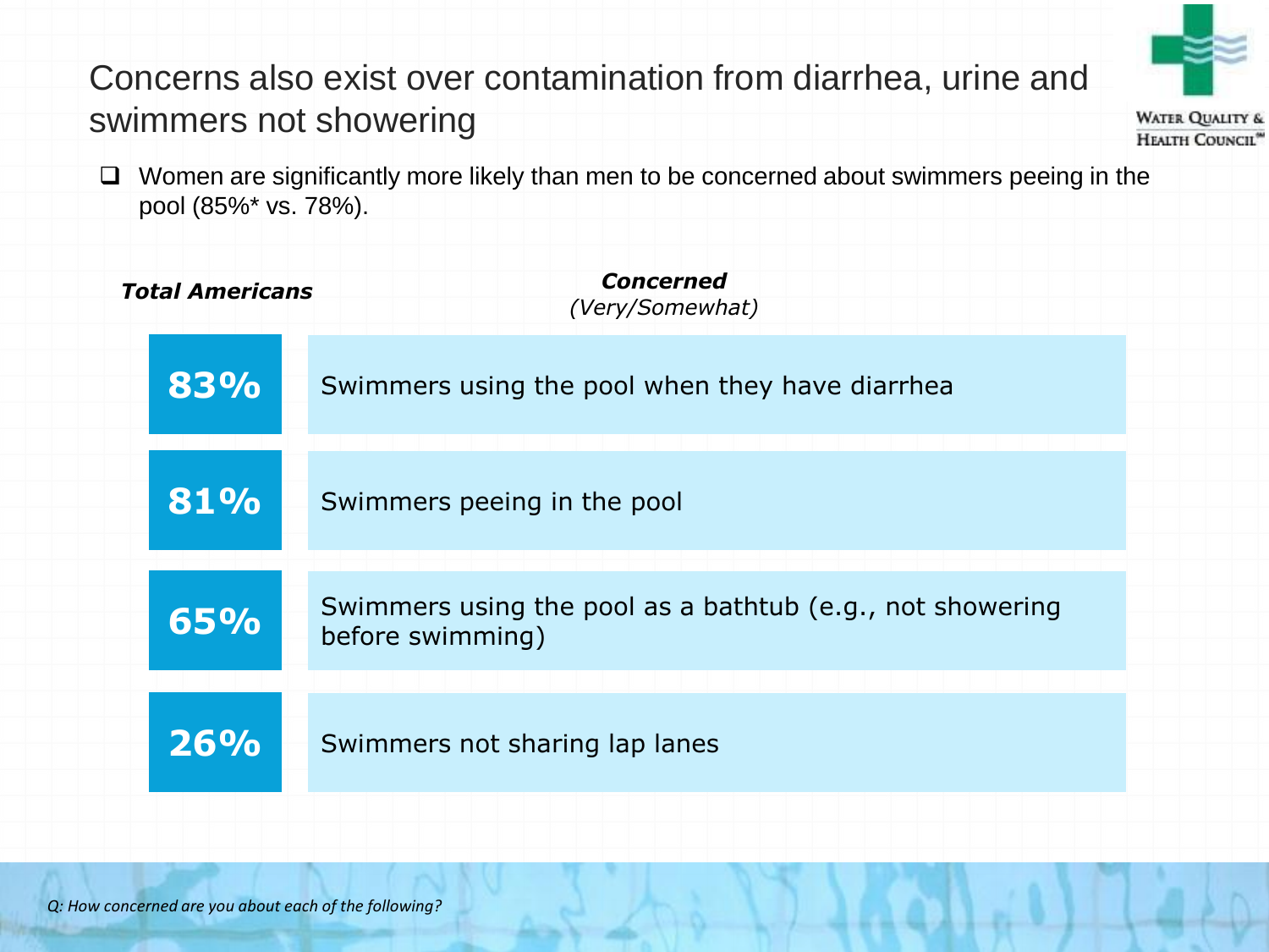# Concerns also exist over contamination from diarrhea, urine and swimmers not showering

- Women are significantly more likely than men to be concerned about swimmers peeing in the pool (85%* vs. 78%).

| ***Total Americans*** | ***Concerned*** *(Very/Somewhat)* |
|---|---|
| **83%** | Swimmers using the pool when they have diarrhea |
| **81%** | Swimmers peeing in the pool |
| **65%** | Swimmers using the pool as a bathtub (e.g., not showering before swimming) |
| **26%** | Swimmers not sharing lap lanes |

*Q: How concerned are you about each of the following?*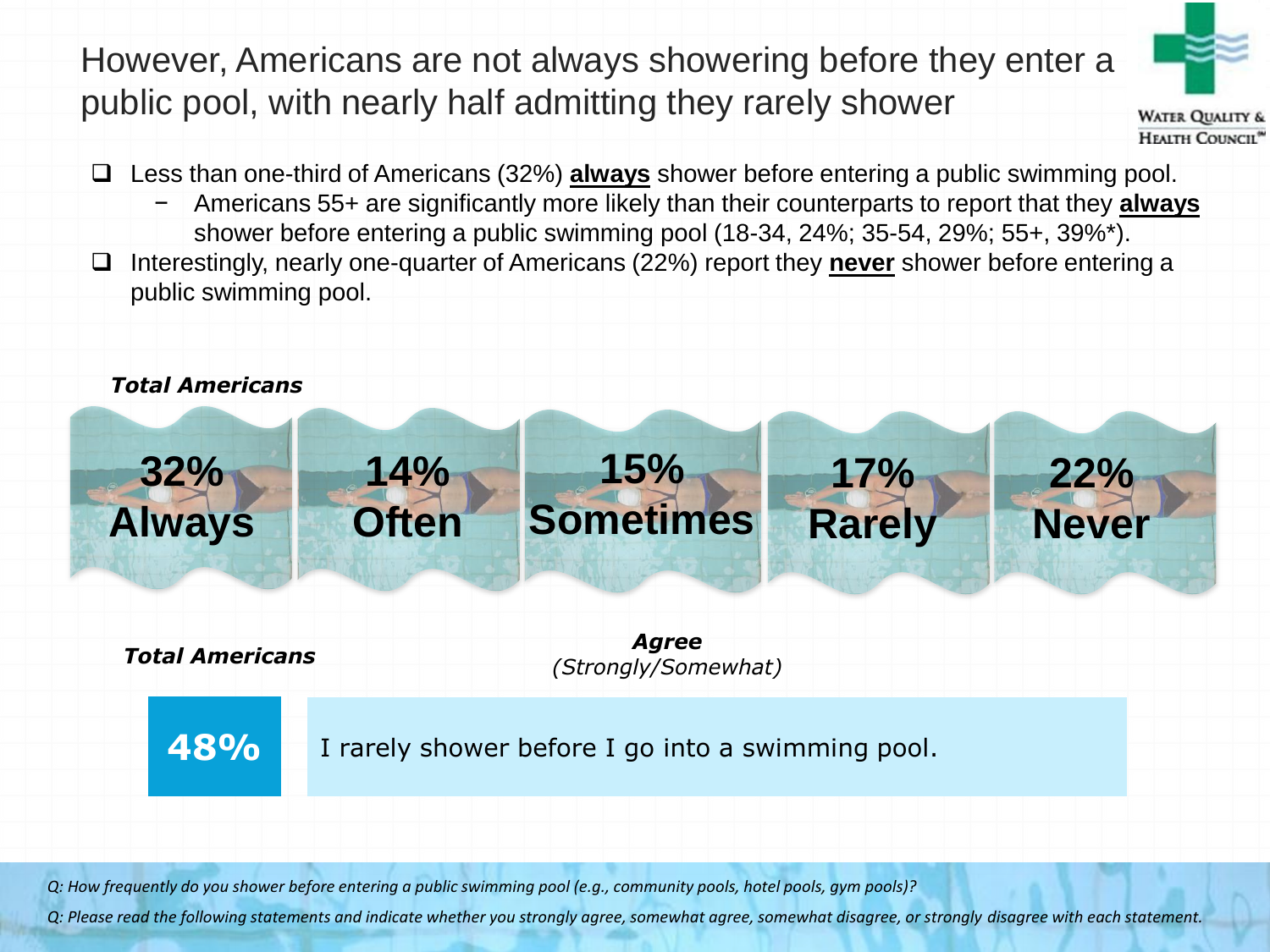# However, Americans are not always showering before they enter a public pool, with nearly half admitting they rarely shower

- Less than one-third of Americans (32%) **always** shower before entering a public swimming pool.
  - Americans 55+ are significantly more likely than their counterparts to report that they **always** shower before entering a public swimming pool (18-34, 24%; 35-54, 29%; 55+, 39%*).
- Interestingly, nearly one-quarter of Americans (22%) report they **never** shower before entering a public swimming pool.

***Total Americans***

| 32% Always | 14% Often | 15% Sometimes | 17% Rarely | 22% Never |
|---|---|---|---|---|

***Total Americans***

| *Agree (Strongly/Somewhat)* | |
|---|---|
| 48% | I rarely shower before I go into a swimming pool. |

*Q: How frequently do you shower before entering a public swimming pool (e.g., community pools, hotel pools, gym pools)?*

*Q: Please read the following statements and indicate whether you strongly agree, somewhat agree, somewhat disagree, or strongly disagree with each statement.*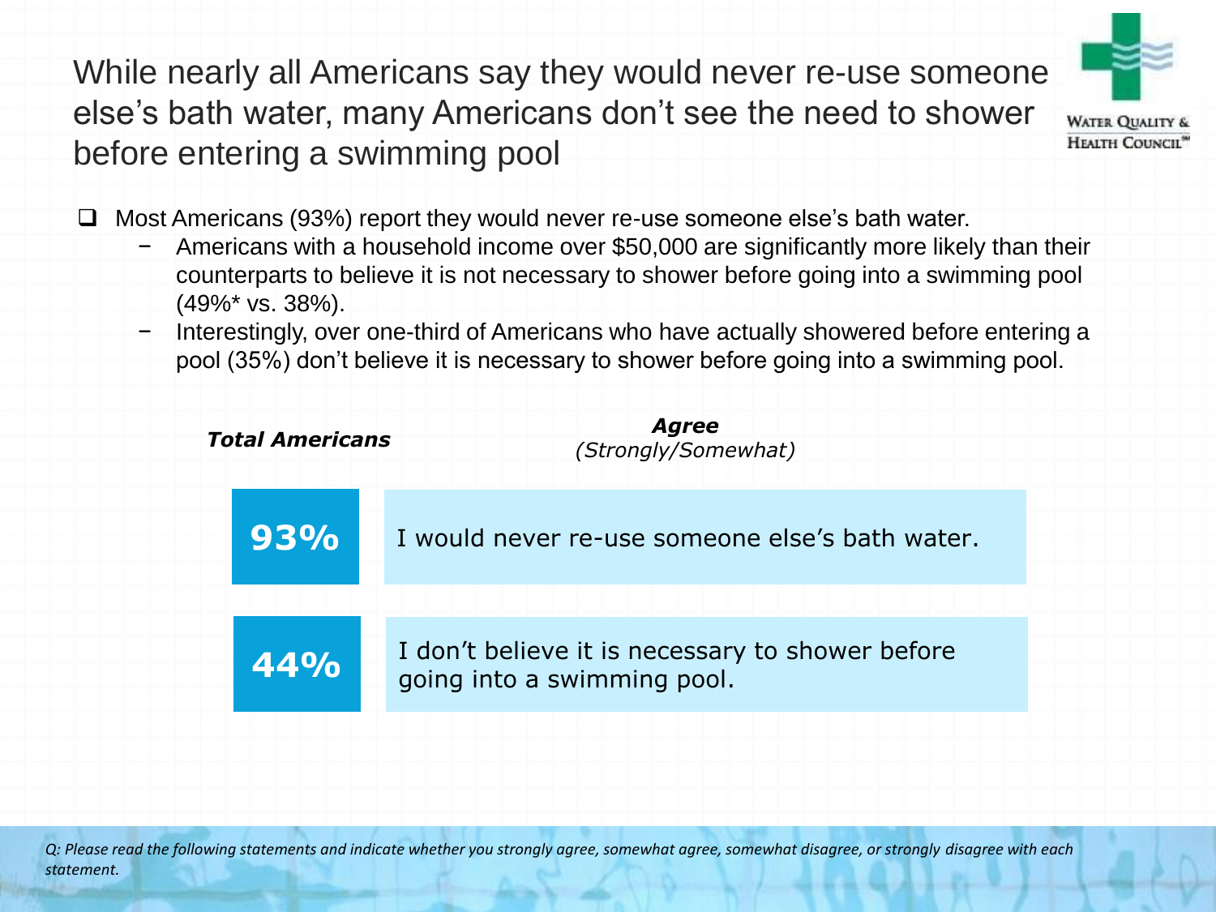# While nearly all Americans say they would never re-use someone else's bath water, many Americans don't see the need to shower before entering a swimming pool

Water Quality & Health Council℠

- Most Americans (93%) report they would never re-use someone else's bath water.
  - Americans with a household income over $50,000 are significantly more likely than their counterparts to believe it is not necessary to shower before going into a swimming pool (49%* vs. 38%).
  - Interestingly, over one-third of Americans who have actually showered before entering a pool (35%) don't believe it is necessary to shower before going into a swimming pool.

| ***Total Americans*** | ***Agree*** *(Strongly/Somewhat)* |
|---|---|
| **93%** | I would never re-use someone else's bath water. |
| **44%** | I don't believe it is necessary to shower before going into a swimming pool. |

*Q: Please read the following statements and indicate whether you strongly agree, somewhat agree, somewhat disagree, or strongly disagree with each statement.*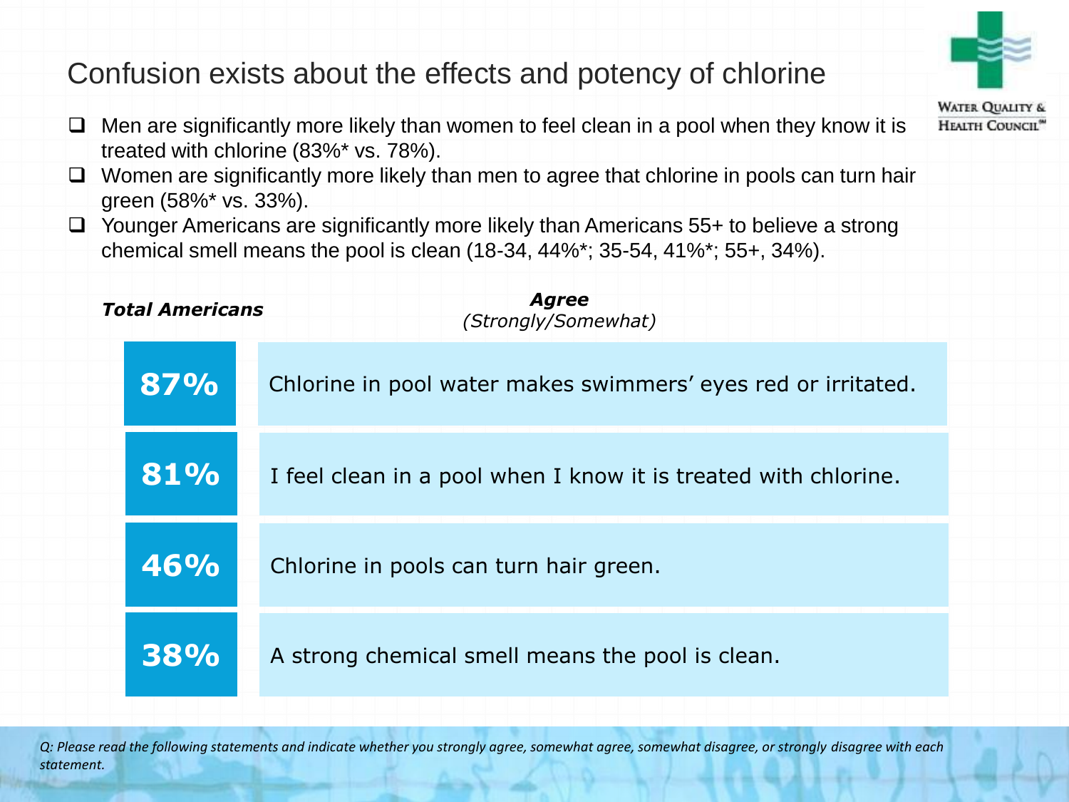# Confusion exists about the effects and potency of chlorine

- Men are significantly more likely than women to feel clean in a pool when they know it is treated with chlorine (83%* vs. 78%).
- Women are significantly more likely than men to agree that chlorine in pools can turn hair green (58%* vs. 33%).
- Younger Americans are significantly more likely than Americans 55+ to believe a strong chemical smell means the pool is clean (18-34, 44%*; 35-54, 41%*; 55+, 34%).

| ***Total Americans*** | ***Agree*** *(Strongly/Somewhat)* |
|---|---|
| **87%** | Chlorine in pool water makes swimmers' eyes red or irritated. |
| **81%** | I feel clean in a pool when I know it is treated with chlorine. |
| **46%** | Chlorine in pools can turn hair green. |
| **38%** | A strong chemical smell means the pool is clean. |

*Q: Please read the following statements and indicate whether you strongly agree, somewhat agree, somewhat disagree, or strongly disagree with each statement.*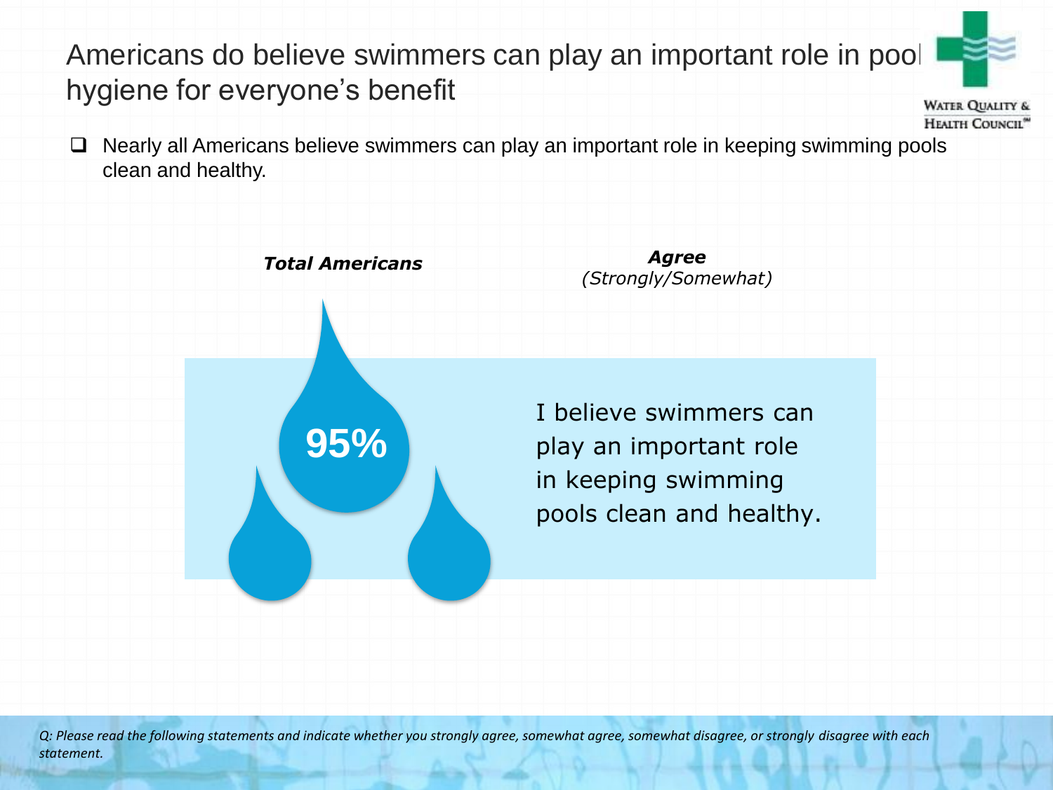# Americans do believe swimmers can play an important role in pool hygiene for everyone's benefit

- Nearly all Americans believe swimmers can play an important role in keeping swimming pools clean and healthy.

| ***Total Americans*** | ***Agree*** *(Strongly/Somewhat)* |
| --- | --- |
| **95%** | I believe swimmers can play an important role in keeping swimming pools clean and healthy. |

*Q: Please read the following statements and indicate whether you strongly agree, somewhat agree, somewhat disagree, or strongly disagree with each statement.*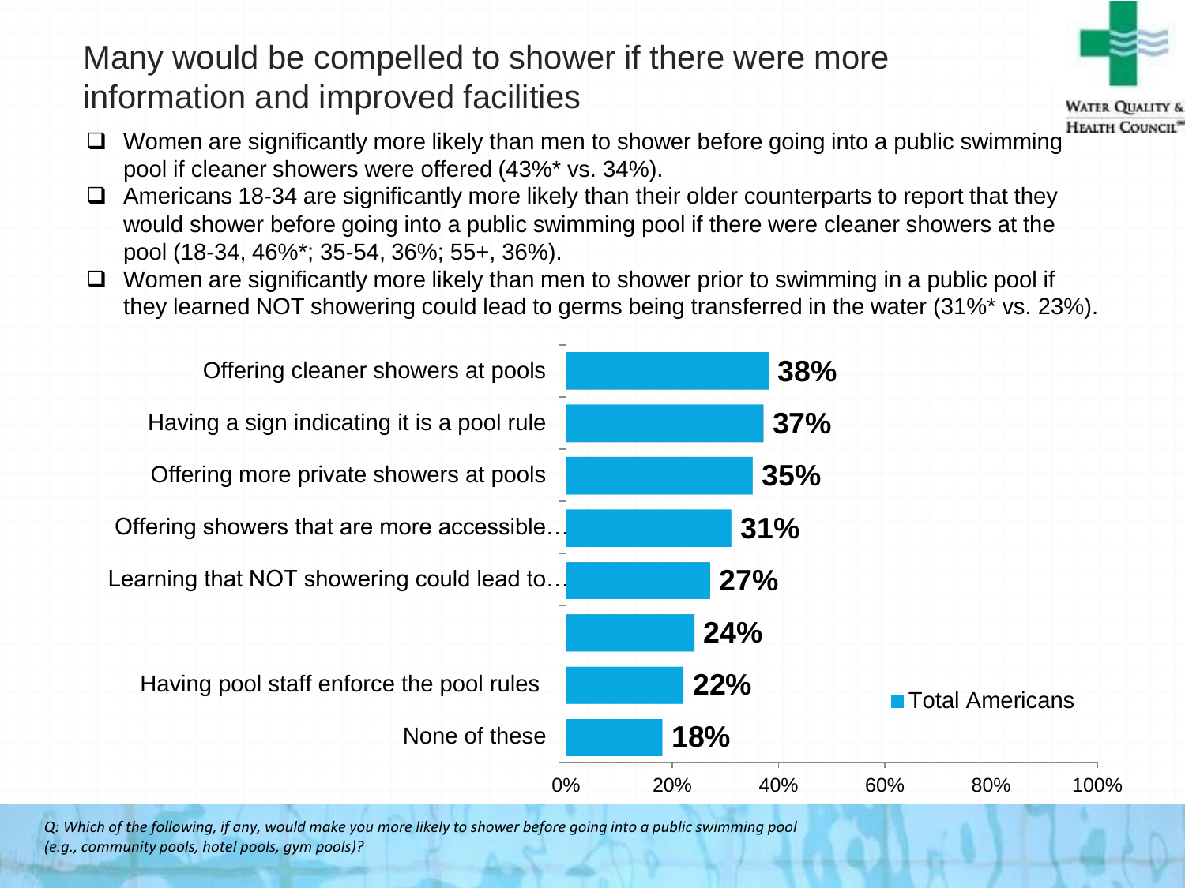# Many would be compelled to shower if there were more information and improved facilities

- Women are significantly more likely than men to shower before going into a public swimming pool if cleaner showers were offered (43%* vs. 34%).
- Americans 18-34 are significantly more likely than their older counterparts to report that they would shower before going into a public swimming pool if there were cleaner showers at the pool (18-34, 46%*; 35-54, 36%; 55+, 36%).
- Women are significantly more likely than men to shower prior to swimming in a public pool if they learned NOT showering could lead to germs being transferred in the water (31%* vs. 23%).

Offering cleaner showers at pools 38%

Having a sign indicating it is a pool rule 37%

Offering more private showers at pools 35%

Offering showers that are more accessible… 31%

Learning that NOT showering could lead to… 27%

24%

Having pool staff enforce the pool rules 22%

None of these 18%

0% 20% 40% 60% 80% 100%

Total Americans

*Q: Which of the following, if any, would make you more likely to shower before going into a public swimming pool (e.g., community pools, hotel pools, gym pools)?*